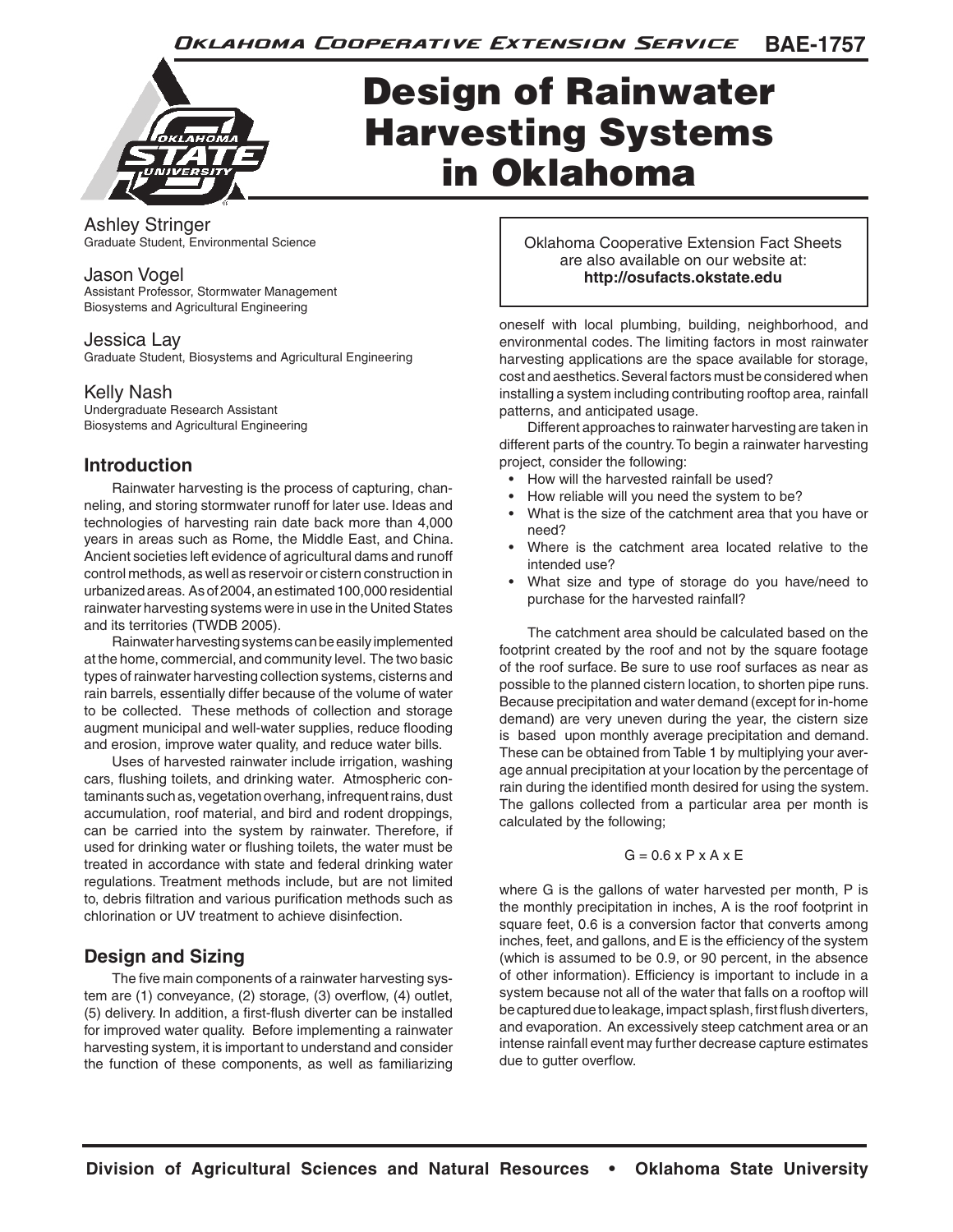# Design of Rainwater Harvesting Systems in Oklahoma

Oklahoma Cooperative Extension Service BAE-1757

Ashley Stringer
Graduate Student, Environmental Science

Jason Vogel
Assistant Professor, Stormwater Management
Biosystems and Agricultural Engineering

Jessica Lay
Graduate Student, Biosystems and Agricultural Engineering

Kelly Nash
Undergraduate Research Assistant
Biosystems and Agricultural Engineering

Oklahoma Cooperative Extension Fact Sheets are also available on our website at: **http://osufacts.okstate.edu**

## Introduction

Rainwater harvesting is the process of capturing, channeling, and storing stormwater runoff for later use. Ideas and technologies of harvesting rain date back more than 4,000 years in areas such as Rome, the Middle East, and China. Ancient societies left evidence of agricultural dams and runoff control methods, as well as reservoir or cistern construction in urbanized areas. As of 2004, an estimated 100,000 residential rainwater harvesting systems were in use in the United States and its territories (TWDB 2005).

Rainwater harvesting systems can be easily implemented at the home, commercial, and community level. The two basic types of rainwater harvesting collection systems, cisterns and rain barrels, essentially differ because of the volume of water to be collected. These methods of collection and storage augment municipal and well-water supplies, reduce flooding and erosion, improve water quality, and reduce water bills.

Uses of harvested rainwater include irrigation, washing cars, flushing toilets, and drinking water. Atmospheric contaminants such as, vegetation overhang, infrequent rains, dust accumulation, roof material, and bird and rodent droppings, can be carried into the system by rainwater. Therefore, if used for drinking water or flushing toilets, the water must be treated in accordance with state and federal drinking water regulations. Treatment methods include, but are not limited to, debris filtration and various purification methods such as chlorination or UV treatment to achieve disinfection.

## Design and Sizing

The five main components of a rainwater harvesting system are (1) conveyance, (2) storage, (3) overflow, (4) outlet, (5) delivery. In addition, a first-flush diverter can be installed for improved water quality. Before implementing a rainwater harvesting system, it is important to understand and consider the function of these components, as well as familiarizing oneself with local plumbing, building, neighborhood, and environmental codes. The limiting factors in most rainwater harvesting applications are the space available for storage, cost and aesthetics. Several factors must be considered when installing a system including contributing rooftop area, rainfall patterns, and anticipated usage.

Different approaches to rainwater harvesting are taken in different parts of the country. To begin a rainwater harvesting project, consider the following:

- How will the harvested rainfall be used?
- How reliable will you need the system to be?
- What is the size of the catchment area that you have or need?
- Where is the catchment area located relative to the intended use?
- What size and type of storage do you have/need to purchase for the harvested rainfall?

The catchment area should be calculated based on the footprint created by the roof and not by the square footage of the roof surface. Be sure to use roof surfaces as near as possible to the planned cistern location, to shorten pipe runs. Because precipitation and water demand (except for in-home demand) are very uneven during the year, the cistern size is based upon monthly average precipitation and demand. These can be obtained from Table 1 by multiplying your average annual precipitation at your location by the percentage of rain during the identified month desired for using the system. The gallons collected from a particular area per month is calculated by the following;

$$G = 0.6 \times P \times A \times E$$

where G is the gallons of water harvested per month, P is the monthly precipitation in inches, A is the roof footprint in square feet, 0.6 is a conversion factor that converts among inches, feet, and gallons, and E is the efficiency of the system (which is assumed to be 0.9, or 90 percent, in the absence of other information). Efficiency is important to include in a system because not all of the water that falls on a rooftop will be captured due to leakage, impact splash, first flush diverters, and evaporation. An excessively steep catchment area or an intense rainfall event may further decrease capture estimates due to gutter overflow.

Division of Agricultural Sciences and Natural Resources • Oklahoma State University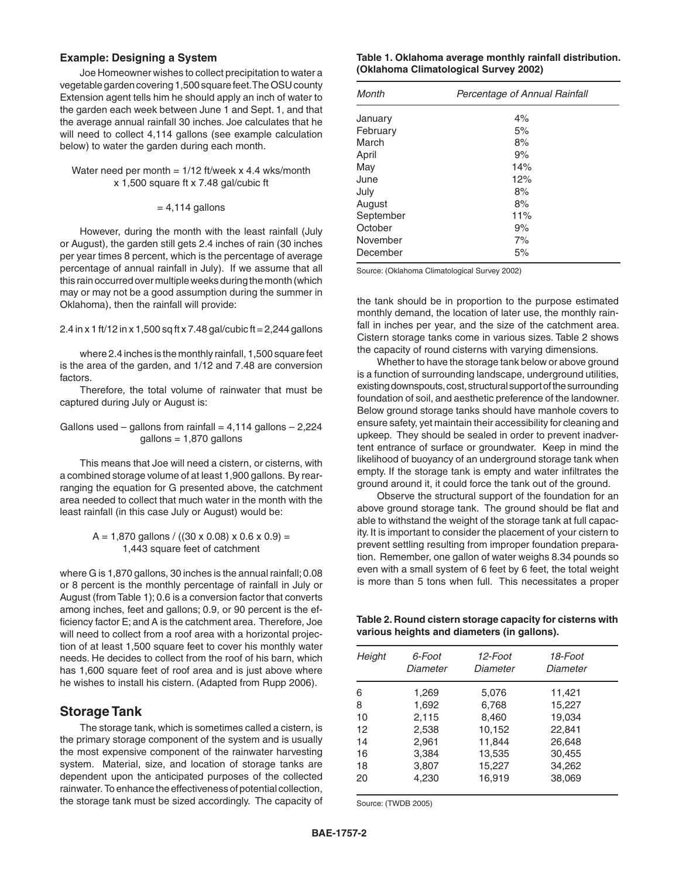### Example: Designing a System

Joe Homeowner wishes to collect precipitation to water a vegetable garden covering 1,500 square feet. The OSU county Extension agent tells him he should apply an inch of water to the garden each week between June 1 and Sept. 1, and that the average annual rainfall 30 inches. Joe calculates that he will need to collect 4,114 gallons (see example calculation below) to water the garden during each month.

$$\text{Water need per month} = 1/12 \text{ ft/week} \times 4.4 \text{ wks/month} \times 1{,}500 \text{ square ft} \times 7.48 \text{ gal/cubic ft}$$

$$= 4{,}114 \text{ gallons}$$

However, during the month with the least rainfall (July or August), the garden still gets 2.4 inches of rain (30 inches per year times 8 percent, which is the percentage of average percentage of annual rainfall in July). If we assume that all this rain occurred over multiple weeks during the month (which may or may not be a good assumption during the summer in Oklahoma), then the rainfall will provide:

$$2.4 \text{ in} \times 1 \text{ ft}/12 \text{ in} \times 1{,}500 \text{ sq ft} \times 7.48 \text{ gal/cubic ft} = 2{,}244 \text{ gallons}$$

where 2.4 inches is the monthly rainfall, 1,500 square feet is the area of the garden, and 1/12 and 7.48 are conversion factors.

Therefore, the total volume of rainwater that must be captured during July or August is:

$$\text{Gallons used} - \text{gallons from rainfall} = 4{,}114 \text{ gallons} - 2{,}224 \text{ gallons} = 1{,}870 \text{ gallons}$$

This means that Joe will need a cistern, or cisterns, with a combined storage volume of at least 1,900 gallons. By rearranging the equation for G presented above, the catchment area needed to collect that much water in the month with the least rainfall (in this case July or August) would be:

$$A = 1{,}870 \text{ gallons} / ((30 \times 0.08) \times 0.6 \times 0.9) = 1{,}443 \text{ square feet of catchment}$$

where G is 1,870 gallons, 30 inches is the annual rainfall; 0.08 or 8 percent is the monthly percentage of rainfall in July or August (from Table 1); 0.6 is a conversion factor that converts among inches, feet and gallons; 0.9, or 90 percent is the efficiency factor E; and A is the catchment area. Therefore, Joe will need to collect from a roof area with a horizontal projection of at least 1,500 square feet to cover his monthly water needs. He decides to collect from the roof of his barn, which has 1,600 square feet of roof area and is just above where he wishes to install his cistern. (Adapted from Rupp 2006).

## Storage Tank

The storage tank, which is sometimes called a cistern, is the primary storage component of the system and is usually the most expensive component of the rainwater harvesting system. Material, size, and location of storage tanks are dependent upon the anticipated purposes of the collected rainwater. To enhance the effectiveness of potential collection, the storage tank must be sized accordingly. The capacity of the tank should be in proportion to the purpose estimated monthly demand, the location of later use, the monthly rainfall in inches per year, and the size of the catchment area. Cistern storage tanks come in various sizes. Table 2 shows the capacity of round cisterns with varying dimensions.

Whether to have the storage tank below or above ground is a function of surrounding landscape, underground utilities, existing downspouts, cost, structural support of the surrounding foundation of soil, and aesthetic preference of the landowner. Below ground storage tanks should have manhole covers to ensure safety, yet maintain their accessibility for cleaning and upkeep. They should be sealed in order to prevent inadvertent entrance of surface or groundwater. Keep in mind the likelihood of buoyancy of an underground storage tank when empty. If the storage tank is empty and water infiltrates the ground around it, it could force the tank out of the ground.

Observe the structural support of the foundation for an above ground storage tank. The ground should be flat and able to withstand the weight of the storage tank at full capacity. It is important to consider the placement of your cistern to prevent settling resulting from improper foundation preparation. Remember, one gallon of water weighs 8.34 pounds so even with a small system of 6 feet by 6 feet, the total weight is more than 5 tons when full. This necessitates a proper

**Table 1. Oklahoma average monthly rainfall distribution. (Oklahoma Climatological Survey 2002)**

| *Month* | *Percentage of Annual Rainfall* |
|---|---|
| January | 4% |
| February | 5% |
| March | 8% |
| April | 9% |
| May | 14% |
| June | 12% |
| July | 8% |
| August | 8% |
| September | 11% |
| October | 9% |
| November | 7% |
| December | 5% |

Source: (Oklahoma Climatological Survey 2002)

**Table 2. Round cistern storage capacity for cisterns with various heights and diameters (in gallons).**

| *Height* | *6-Foot Diameter* | *12-Foot Diameter* | *18-Foot Diameter* |
|---|---|---|---|
| 6 | 1,269 | 5,076 | 11,421 |
| 8 | 1,692 | 6,768 | 15,227 |
| 10 | 2,115 | 8,460 | 19,034 |
| 12 | 2,538 | 10,152 | 22,841 |
| 14 | 2,961 | 11,844 | 26,648 |
| 16 | 3,384 | 13,535 | 30,455 |
| 18 | 3,807 | 15,227 | 34,262 |
| 20 | 4,230 | 16,919 | 38,069 |

Source: (TWDB 2005)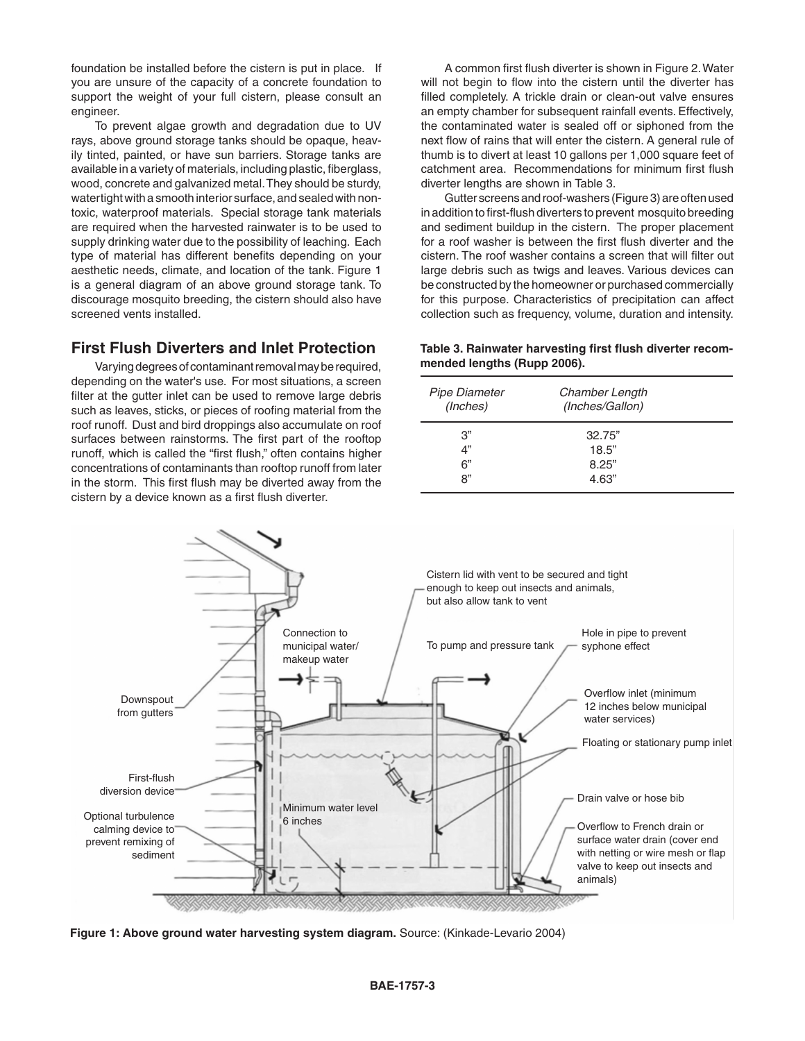foundation be installed before the cistern is put in place. If you are unsure of the capacity of a concrete foundation to support the weight of your full cistern, please consult an engineer.

To prevent algae growth and degradation due to UV rays, above ground storage tanks should be opaque, heavily tinted, painted, or have sun barriers. Storage tanks are available in a variety of materials, including plastic, fiberglass, wood, concrete and galvanized metal. They should be sturdy, watertight with a smooth interior surface, and sealed with non-toxic, waterproof materials. Special storage tank materials are required when the harvested rainwater is to be used to supply drinking water due to the possibility of leaching. Each type of material has different benefits depending on your aesthetic needs, climate, and location of the tank. Figure 1 is a general diagram of an above ground storage tank. To discourage mosquito breeding, the cistern should also have screened vents installed.

## First Flush Diverters and Inlet Protection

Varying degrees of contaminant removal may be required, depending on the water's use. For most situations, a screen filter at the gutter inlet can be used to remove large debris such as leaves, sticks, or pieces of roofing material from the roof runoff. Dust and bird droppings also accumulate on roof surfaces between rainstorms. The first part of the rooftop runoff, which is called the "first flush," often contains higher concentrations of contaminants than rooftop runoff from later in the storm. This first flush may be diverted away from the cistern by a device known as a first flush diverter.

A common first flush diverter is shown in Figure 2. Water will not begin to flow into the cistern until the diverter has filled completely. A trickle drain or clean-out valve ensures an empty chamber for subsequent rainfall events. Effectively, the contaminated water is sealed off or siphoned from the next flow of rains that will enter the cistern. A general rule of thumb is to divert at least 10 gallons per 1,000 square feet of catchment area. Recommendations for minimum first flush diverter lengths are shown in Table 3.

Gutter screens and roof-washers (Figure 3) are often used in addition to first-flush diverters to prevent mosquito breeding and sediment buildup in the cistern. The proper placement for a roof washer is between the first flush diverter and the cistern. The roof washer contains a screen that will filter out large debris such as twigs and leaves. Various devices can be constructed by the homeowner or purchased commercially for this purpose. Characteristics of precipitation can affect collection such as frequency, volume, duration and intensity.

**Table 3. Rainwater harvesting first flush diverter recommended lengths (Rupp 2006).**

| *Pipe Diameter (Inches)* | *Chamber Length (Inches/Gallon)* |
|---|---|
| 3" | 32.75" |
| 4" | 18.5" |
| 6" | 8.25" |
| 8" | 4.63" |

**Figure 1: Above ground water harvesting system diagram.** Source: (Kinkade-Levario 2004)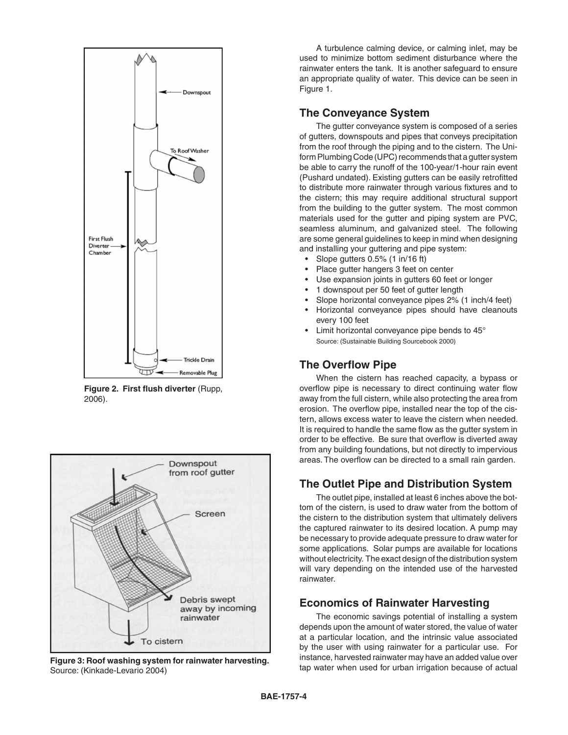Figure 2. **First flush diverter** (Rupp, 2006).

**Figure 3: Roof washing system for rainwater harvesting.** Source: (Kinkade-Levario 2004)

A turbulence calming device, or calming inlet, may be used to minimize bottom sediment disturbance where the rainwater enters the tank. It is another safeguard to ensure an appropriate quality of water. This device can be seen in Figure 1.

## The Conveyance System

The gutter conveyance system is composed of a series of gutters, downspouts and pipes that conveys precipitation from the roof through the piping and to the cistern. The Uniform Plumbing Code (UPC) recommends that a gutter system be able to carry the runoff of the 100-year/1-hour rain event (Pushard undated). Existing gutters can be easily retrofitted to distribute more rainwater through various fixtures and to the cistern; this may require additional structural support from the building to the gutter system. The most common materials used for the gutter and piping system are PVC, seamless aluminum, and galvanized steel. The following are some general guidelines to keep in mind when designing and installing your guttering and pipe system:

- Slope gutters 0.5% (1 in/16 ft)
- Place gutter hangers 3 feet on center
- Use expansion joints in gutters 60 feet or longer
- 1 downspout per 50 feet of gutter length
- Slope horizontal conveyance pipes 2% (1 inch/4 feet)
- Horizontal conveyance pipes should have cleanouts every 100 feet
- Limit horizontal conveyance pipe bends to 45°

Source: (Sustainable Building Sourcebook 2000)

## The Overflow Pipe

When the cistern has reached capacity, a bypass or overflow pipe is necessary to direct continuing water flow away from the full cistern, while also protecting the area from erosion. The overflow pipe, installed near the top of the cistern, allows excess water to leave the cistern when needed. It is required to handle the same flow as the gutter system in order to be effective. Be sure that overflow is diverted away from any building foundations, but not directly to impervious areas. The overflow can be directed to a small rain garden.

## The Outlet Pipe and Distribution System

The outlet pipe, installed at least 6 inches above the bottom of the cistern, is used to draw water from the bottom of the cistern to the distribution system that ultimately delivers the captured rainwater to its desired location. A pump may be necessary to provide adequate pressure to draw water for some applications. Solar pumps are available for locations without electricity. The exact design of the distribution system will vary depending on the intended use of the harvested rainwater.

## Economics of Rainwater Harvesting

The economic savings potential of installing a system depends upon the amount of water stored, the value of water at a particular location, and the intrinsic value associated by the user with using rainwater for a particular use. For instance, harvested rainwater may have an added value over tap water when used for urban irrigation because of actual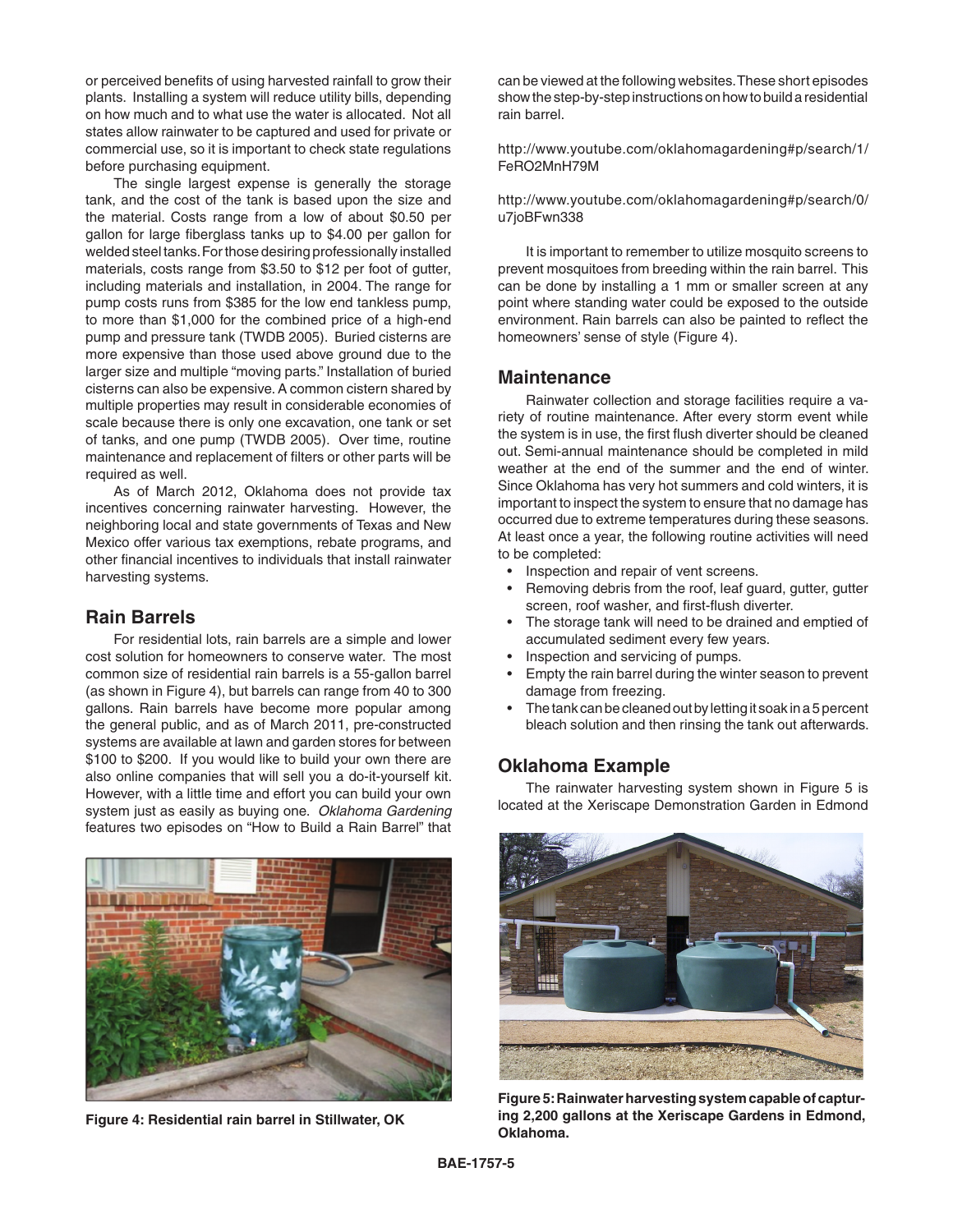or perceived benefits of using harvested rainfall to grow their plants. Installing a system will reduce utility bills, depending on how much and to what use the water is allocated. Not all states allow rainwater to be captured and used for private or commercial use, so it is important to check state regulations before purchasing equipment.

The single largest expense is generally the storage tank, and the cost of the tank is based upon the size and the material. Costs range from a low of about $0.50 per gallon for large fiberglass tanks up to $4.00 per gallon for welded steel tanks. For those desiring professionally installed materials, costs range from $3.50 to $12 per foot of gutter, including materials and installation, in 2004. The range for pump costs runs from $385 for the low end tankless pump, to more than $1,000 for the combined price of a high-end pump and pressure tank (TWDB 2005). Buried cisterns are more expensive than those used above ground due to the larger size and multiple "moving parts." Installation of buried cisterns can also be expensive. A common cistern shared by multiple properties may result in considerable economies of scale because there is only one excavation, one tank or set of tanks, and one pump (TWDB 2005). Over time, routine maintenance and replacement of filters or other parts will be required as well.

As of March 2012, Oklahoma does not provide tax incentives concerning rainwater harvesting. However, the neighboring local and state governments of Texas and New Mexico offer various tax exemptions, rebate programs, and other financial incentives to individuals that install rainwater harvesting systems.

## Rain Barrels

For residential lots, rain barrels are a simple and lower cost solution for homeowners to conserve water. The most common size of residential rain barrels is a 55-gallon barrel (as shown in Figure 4), but barrels can range from 40 to 300 gallons. Rain barrels have become more popular among the general public, and as of March 2011, pre-constructed systems are available at lawn and garden stores for between $100 to $200. If you would like to build your own there are also online companies that will sell you a do-it-yourself kit. However, with a little time and effort you can build your own system just as easily as buying one. *Oklahoma Gardening* features two episodes on "How to Build a Rain Barrel" that can be viewed at the following websites. These short episodes show the step-by-step instructions on how to build a residential rain barrel.

http://www.youtube.com/oklahomagardening#p/search/1/FeRO2MnH79M

http://www.youtube.com/oklahomagardening#p/search/0/u7joBFwn338

It is important to remember to utilize mosquito screens to prevent mosquitoes from breeding within the rain barrel. This can be done by installing a 1 mm or smaller screen at any point where standing water could be exposed to the outside environment. Rain barrels can also be painted to reflect the homeowners' sense of style (Figure 4).

**Figure 4: Residential rain barrel in Stillwater, OK**

## Maintenance

Rainwater collection and storage facilities require a variety of routine maintenance. After every storm event while the system is in use, the first flush diverter should be cleaned out. Semi-annual maintenance should be completed in mild weather at the end of the summer and the end of winter. Since Oklahoma has very hot summers and cold winters, it is important to inspect the system to ensure that no damage has occurred due to extreme temperatures during these seasons. At least once a year, the following routine activities will need to be completed:

- Inspection and repair of vent screens.
- Removing debris from the roof, leaf guard, gutter, gutter screen, roof washer, and first-flush diverter.
- The storage tank will need to be drained and emptied of accumulated sediment every few years.
- Inspection and servicing of pumps.
- Empty the rain barrel during the winter season to prevent damage from freezing.
- The tank can be cleaned out by letting it soak in a 5 percent bleach solution and then rinsing the tank out afterwards.

## Oklahoma Example

The rainwater harvesting system shown in Figure 5 is located at the Xeriscape Demonstration Garden in Edmond

**Figure 5: Rainwater harvesting system capable of capturing 2,200 gallons at the Xeriscape Gardens in Edmond, Oklahoma.**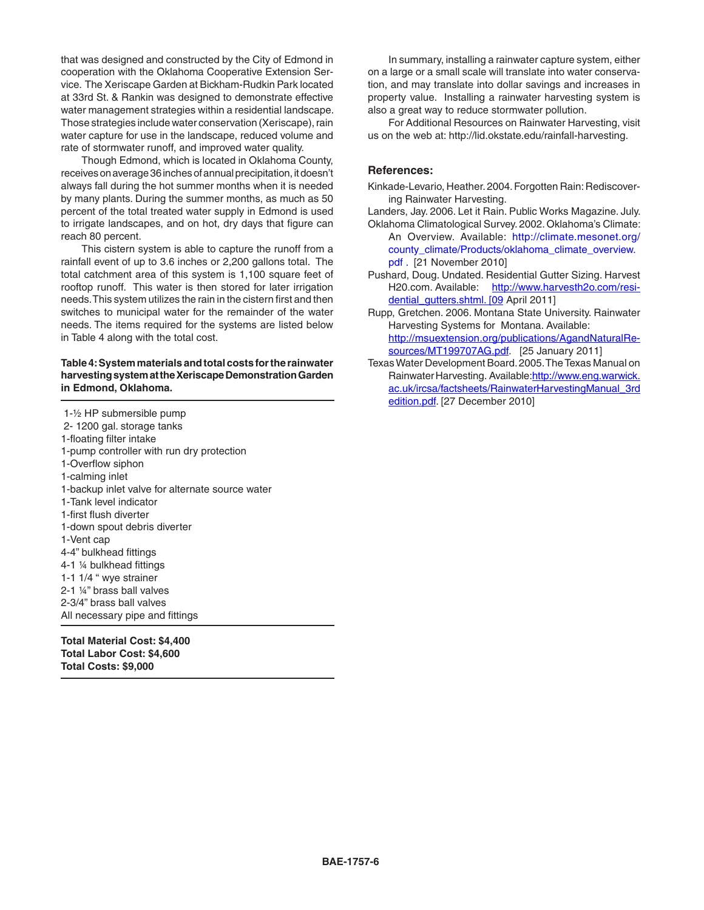that was designed and constructed by the City of Edmond in cooperation with the Oklahoma Cooperative Extension Service. The Xeriscape Garden at Bickham-Rudkin Park located at 33rd St. & Rankin was designed to demonstrate effective water management strategies within a residential landscape. Those strategies include water conservation (Xeriscape), rain water capture for use in the landscape, reduced volume and rate of stormwater runoff, and improved water quality.

Though Edmond, which is located in Oklahoma County, receives on average 36 inches of annual precipitation, it doesn't always fall during the hot summer months when it is needed by many plants. During the summer months, as much as 50 percent of the total treated water supply in Edmond is used to irrigate landscapes, and on hot, dry days that figure can reach 80 percent.

This cistern system is able to capture the runoff from a rainfall event of up to 3.6 inches or 2,200 gallons total. The total catchment area of this system is 1,100 square feet of rooftop runoff. This water is then stored for later irrigation needs. This system utilizes the rain in the cistern first and then switches to municipal water for the remainder of the water needs. The items required for the systems are listed below in Table 4 along with the total cost.

**Table 4: System materials and total costs for the rainwater harvesting system at the Xeriscape Demonstration Garden in Edmond, Oklahoma.**

1-½ HP submersible pump
2- 1200 gal. storage tanks
1-floating filter intake
1-pump controller with run dry protection
1-Overflow siphon
1-calming inlet
1-backup inlet valve for alternate source water
1-Tank level indicator
1-first flush diverter
1-down spout debris diverter
1-Vent cap
4-4" bulkhead fittings
4-1 ¼ bulkhead fittings
1-1 1/4 " wye strainer
2-1 ¼" brass ball valves
2-3/4" brass ball valves
All necessary pipe and fittings

**Total Material Cost: $4,400**
**Total Labor Cost: $4,600**
**Total Costs: $9,000**

In summary, installing a rainwater capture system, either on a large or a small scale will translate into water conservation, and may translate into dollar savings and increases in property value. Installing a rainwater harvesting system is also a great way to reduce stormwater pollution.

For Additional Resources on Rainwater Harvesting, visit us on the web at: http://lid.okstate.edu/rainfall-harvesting.

## References:

Kinkade-Levario, Heather. 2004. Forgotten Rain: Rediscovering Rainwater Harvesting.

Landers, Jay. 2006. Let it Rain. Public Works Magazine. July.

Oklahoma Climatological Survey. 2002. Oklahoma's Climate: An Overview. Available: http://climate.mesonet.org/county_climate/Products/oklahoma_climate_overview.pdf . [21 November 2010]

Pushard, Doug. Undated. Residential Gutter Sizing. Harvest H20.com. Available: http://www.harvesth2o.com/residential_gutters.shtml. [09 April 2011]

Rupp, Gretchen. 2006. Montana State University. Rainwater Harvesting Systems for Montana. Available: http://msuextension.org/publications/AgandNaturalResources/MT199707AG.pdf. [25 January 2011]

Texas Water Development Board. 2005. The Texas Manual on Rainwater Harvesting. Available:http://www.eng.warwick.ac.uk/ircsa/factsheets/RainwaterHarvestingManual_3rdedition.pdf. [27 December 2010]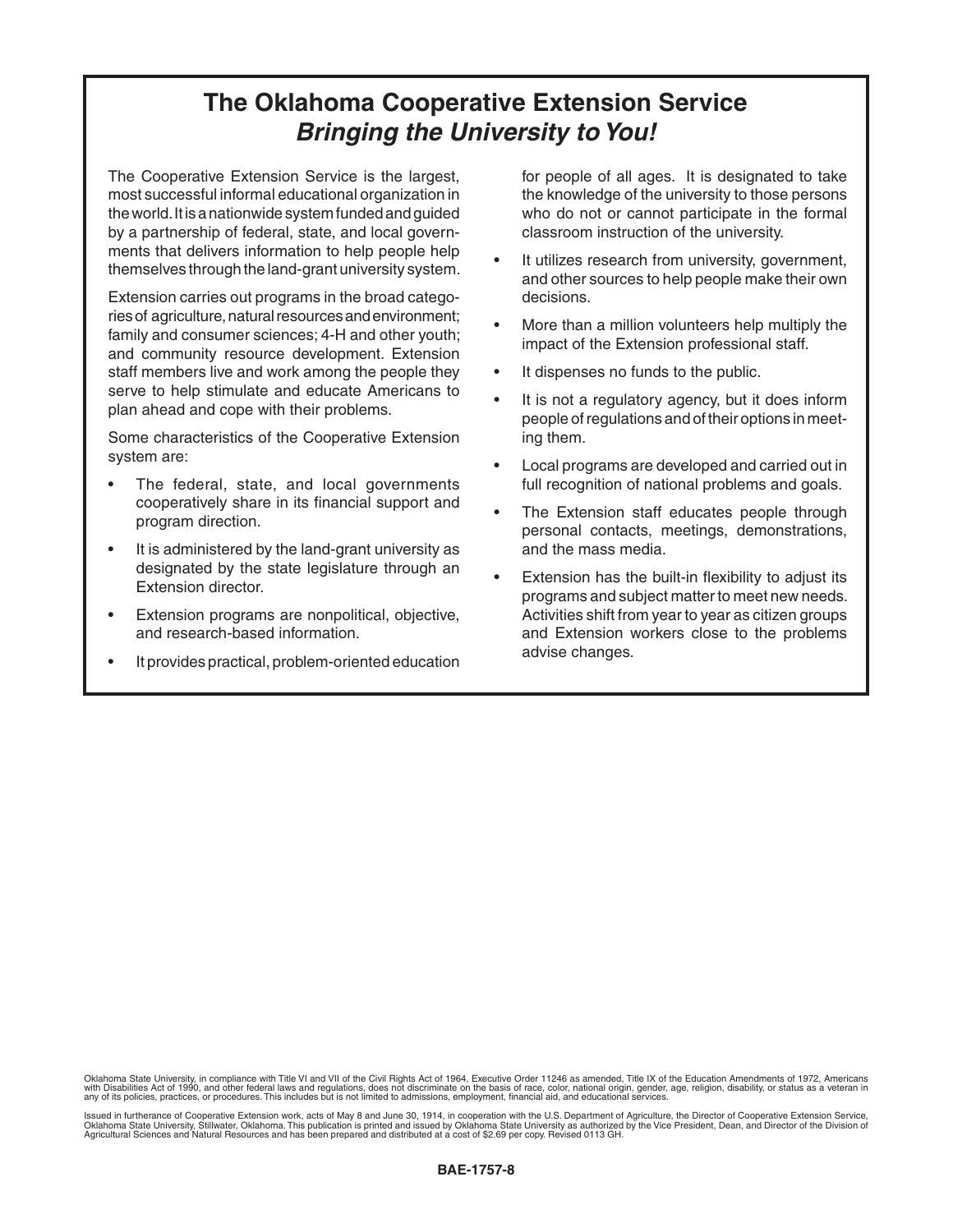# The Oklahoma Cooperative Extension Service
## *Bringing the University to You!*

The Cooperative Extension Service is the largest, most successful informal educational organization in the world. It is a nationwide system funded and guided by a partnership of federal, state, and local governments that delivers information to help people help themselves through the land-grant university system.

Extension carries out programs in the broad categories of agriculture, natural resources and environment; family and consumer sciences; 4-H and other youth; and community resource development. Extension staff members live and work among the people they serve to help stimulate and educate Americans to plan ahead and cope with their problems.

Some characteristics of the Cooperative Extension system are:

- The federal, state, and local governments cooperatively share in its financial support and program direction.
- It is administered by the land-grant university as designated by the state legislature through an Extension director.
- Extension programs are nonpolitical, objective, and research-based information.
- It provides practical, problem-oriented education for people of all ages. It is designated to take the knowledge of the university to those persons who do not or cannot participate in the formal classroom instruction of the university.
- It utilizes research from university, government, and other sources to help people make their own decisions.
- More than a million volunteers help multiply the impact of the Extension professional staff.
- It dispenses no funds to the public.
- It is not a regulatory agency, but it does inform people of regulations and of their options in meeting them.
- Local programs are developed and carried out in full recognition of national problems and goals.
- The Extension staff educates people through personal contacts, meetings, demonstrations, and the mass media.
- Extension has the built-in flexibility to adjust its programs and subject matter to meet new needs. Activities shift from year to year as citizen groups and Extension workers close to the problems advise changes.

Oklahoma State University, in compliance with Title VI and VII of the Civil Rights Act of 1964, Executive Order 11246 as amended, Title IX of the Education Amendments of 1972, Americans with Disabilities Act of 1990, and other federal laws and regulations, does not discriminate on the basis of race, color, national origin, gender, age, religion, disability, or status as a veteran in any of its policies, practices, or procedures. This includes but is not limited to admissions, employment, financial aid, and educational services.

Issued in furtherance of Cooperative Extension work, acts of May 8 and June 30, 1914, in cooperation with the U.S. Department of Agriculture, the Director of Cooperative Extension Service, Oklahoma State University, Stillwater, Oklahoma. This publication is printed and issued by Oklahoma State University as authorized by the Vice President, Dean, and Director of the Division of Agricultural Sciences and Natural Resources and has been prepared and distributed at a cost of $2.69 per copy. Revised 0113 GH.

**BAE-1757-8**